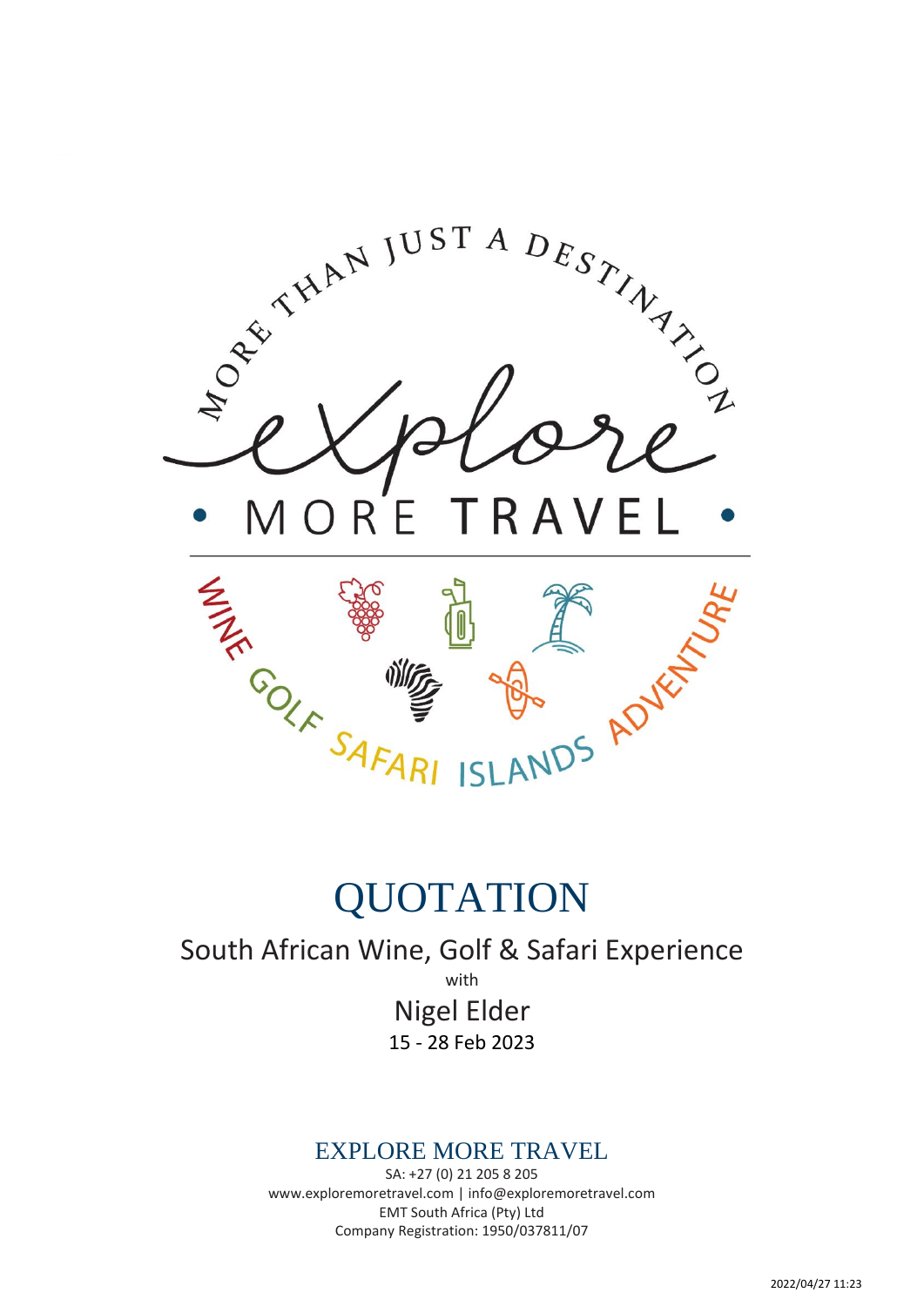MORE THAN JUST A DESTINATION

eXplore

MORE TRAVEL

WINE GOLF SAFARI ISLANDS ADVENTURE

# QUOTATION

## South African Wine, Golf & Safari Experience

with

Nigel Elder

15 - 28 Feb 2023

### EXPLORE MORE TRAVEL

SA: +27 (0) 21 205 8 205
www.exploremoretravel.com | info@exploremoretravel.com
EMT South Africa (Pty) Ltd
Company Registration: 1950/037811/07

2022/04/27 11:23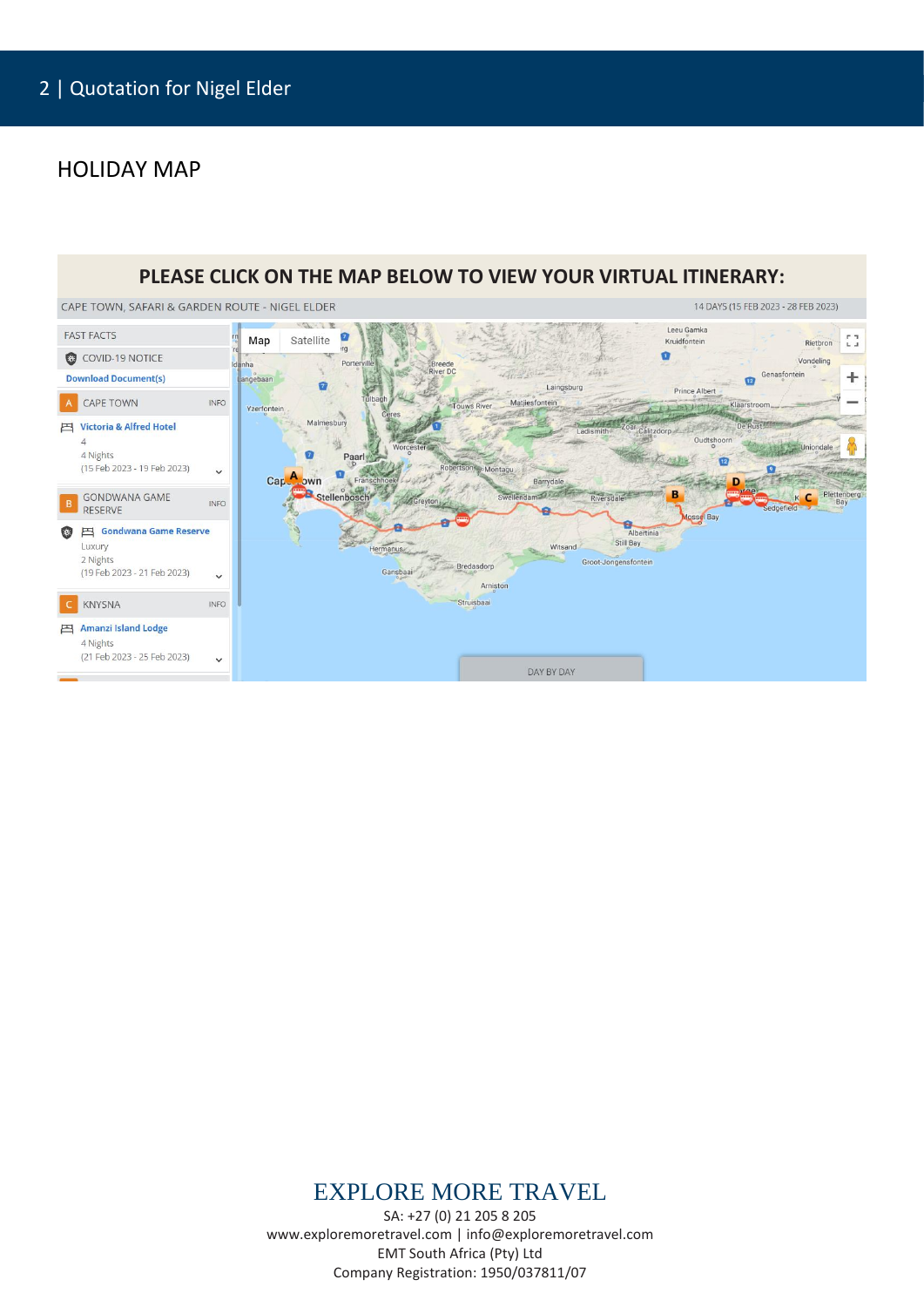## HOLIDAY MAP

**PLEASE CLICK ON THE MAP BELOW TO VIEW YOUR VIRTUAL ITINERARY:**

CAPE TOWN, SAFARI & GARDEN ROUTE - NIGEL ELDER

14 DAYS (15 FEB 2023 - 28 FEB 2023)

FAST FACTS

COVID-19 NOTICE

Download Document(s)

A CAPE TOWN INFO

Victoria & Alfred Hotel
4
4 Nights
(15 Feb 2023 - 19 Feb 2023)

B GONDWANA GAME RESERVE INFO

Gondwana Game Reserve
Luxury
2 Nights
(19 Feb 2023 - 21 Feb 2023)

C KNYSNA INFO

Amanzi Island Lodge
4 Nights
(21 Feb 2023 - 25 Feb 2023)

DAY BY DAY

EXPLORE MORE TRAVEL
SA: +27 (0) 21 205 8 205
www.exploremoretravel.com | info@exploremoretravel.com
EMT South Africa (Pty) Ltd
Company Registration: 1950/037811/07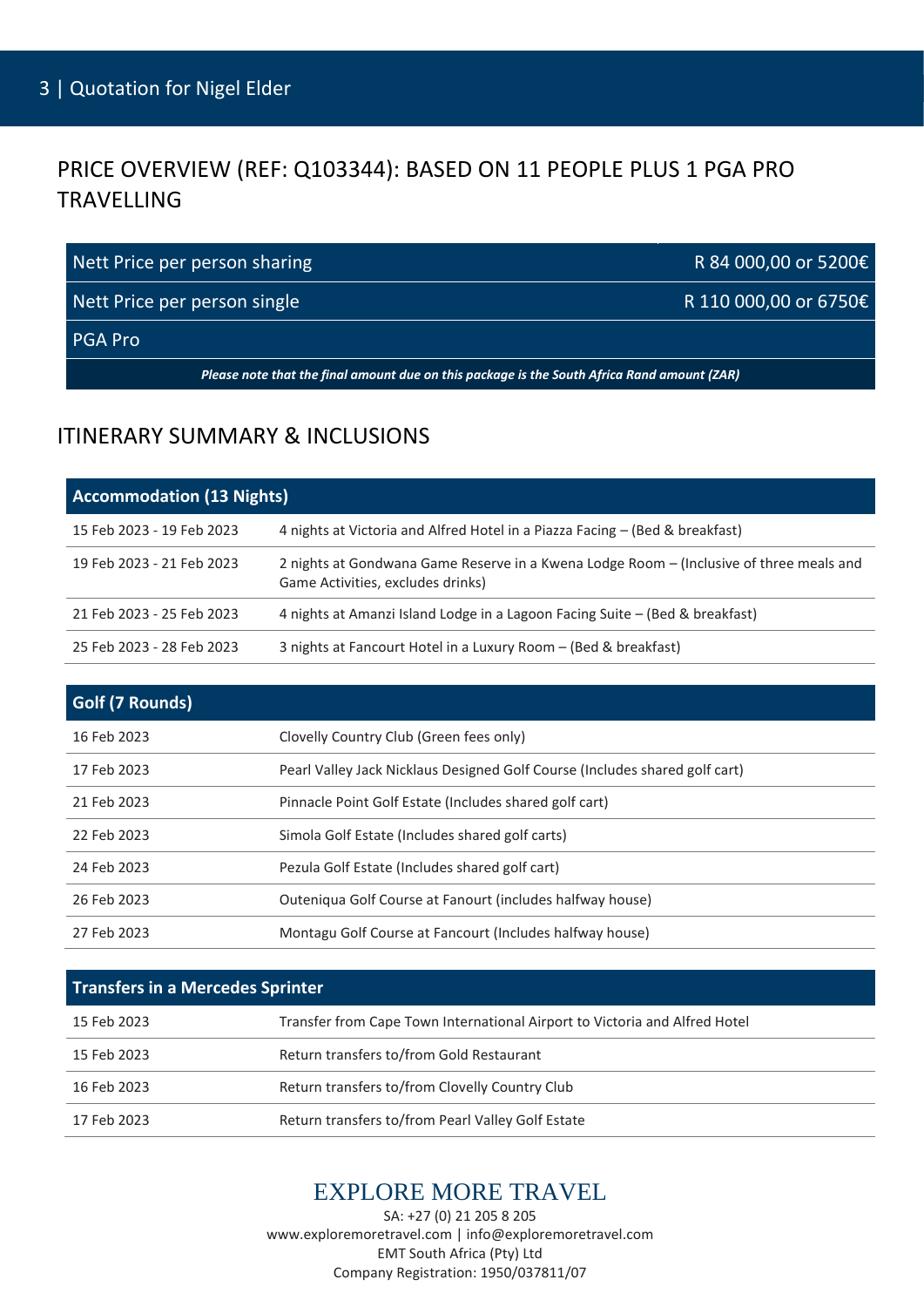## PRICE OVERVIEW (REF: Q103344): BASED ON 11 PEOPLE PLUS 1 PGA PRO TRAVELLING

| | |
|---|---|
| Nett Price per person sharing | R 84 000,00 or 5200€ |
| Nett Price per person single | R 110 000,00 or 6750€ |
| PGA Pro | |

***Please note that the final amount due on this package is the South Africa Rand amount (ZAR)***

## ITINERARY SUMMARY & INCLUSIONS

| **Accommodation (13 Nights)** | |
|---|---|
| 15 Feb 2023 - 19 Feb 2023 | 4 nights at Victoria and Alfred Hotel in a Piazza Facing – (Bed & breakfast) |
| 19 Feb 2023 - 21 Feb 2023 | 2 nights at Gondwana Game Reserve in a Kwena Lodge Room – (Inclusive of three meals and Game Activities, excludes drinks) |
| 21 Feb 2023 - 25 Feb 2023 | 4 nights at Amanzi Island Lodge in a Lagoon Facing Suite – (Bed & breakfast) |
| 25 Feb 2023 - 28 Feb 2023 | 3 nights at Fancourt Hotel in a Luxury Room – (Bed & breakfast) |

| **Golf (7 Rounds)** | |
|---|---|
| 16 Feb 2023 | Clovelly Country Club (Green fees only) |
| 17 Feb 2023 | Pearl Valley Jack Nicklaus Designed Golf Course (Includes shared golf cart) |
| 21 Feb 2023 | Pinnacle Point Golf Estate (Includes shared golf cart) |
| 22 Feb 2023 | Simola Golf Estate (Includes shared golf carts) |
| 24 Feb 2023 | Pezula Golf Estate (Includes shared golf cart) |
| 26 Feb 2023 | Outeniqua Golf Course at Fanourt (includes halfway house) |
| 27 Feb 2023 | Montagu Golf Course at Fancourt (Includes halfway house) |

| **Transfers in a Mercedes Sprinter** | |
|---|---|
| 15 Feb 2023 | Transfer from Cape Town International Airport to Victoria and Alfred Hotel |
| 15 Feb 2023 | Return transfers to/from Gold Restaurant |
| 16 Feb 2023 | Return transfers to/from Clovelly Country Club |
| 17 Feb 2023 | Return transfers to/from Pearl Valley Golf Estate |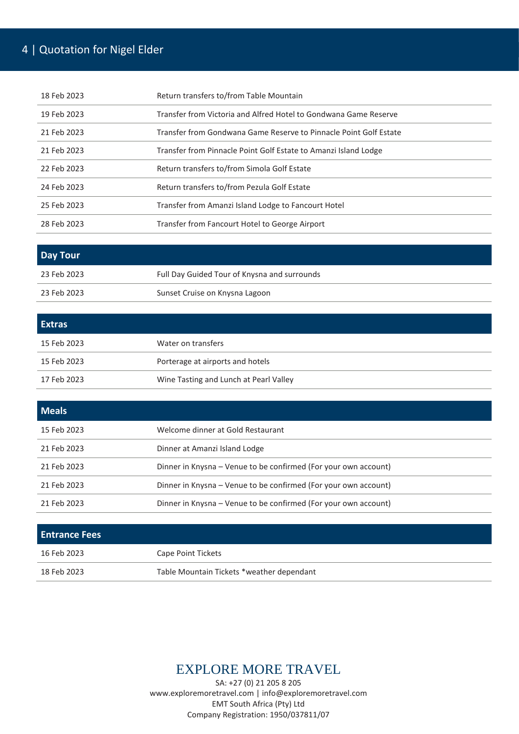| | |
|---|---|
| 18 Feb 2023 | Return transfers to/from Table Mountain |
| 19 Feb 2023 | Transfer from Victoria and Alfred Hotel to Gondwana Game Reserve |
| 21 Feb 2023 | Transfer from Gondwana Game Reserve to Pinnacle Point Golf Estate |
| 21 Feb 2023 | Transfer from Pinnacle Point Golf Estate to Amanzi Island Lodge |
| 22 Feb 2023 | Return transfers to/from Simola Golf Estate |
| 24 Feb 2023 | Return transfers to/from Pezula Golf Estate |
| 25 Feb 2023 | Transfer from Amanzi Island Lodge to Fancourt Hotel |
| 28 Feb 2023 | Transfer from Fancourt Hotel to George Airport |

| Day Tour | |
|---|---|
| 23 Feb 2023 | Full Day Guided Tour of Knysna and surrounds |
| 23 Feb 2023 | Sunset Cruise on Knysna Lagoon |

| Extras | |
|---|---|
| 15 Feb 2023 | Water on transfers |
| 15 Feb 2023 | Porterage at airports and hotels |
| 17 Feb 2023 | Wine Tasting and Lunch at Pearl Valley |

| Meals | |
|---|---|
| 15 Feb 2023 | Welcome dinner at Gold Restaurant |
| 21 Feb 2023 | Dinner at Amanzi Island Lodge |
| 21 Feb 2023 | Dinner in Knysna – Venue to be confirmed (For your own account) |
| 21 Feb 2023 | Dinner in Knysna – Venue to be confirmed (For your own account) |
| 21 Feb 2023 | Dinner in Knysna – Venue to be confirmed (For your own account) |

| Entrance Fees | |
|---|---|
| 16 Feb 2023 | Cape Point Tickets |
| 18 Feb 2023 | Table Mountain Tickets *weather dependant |

EXPLORE MORE TRAVEL
SA: +27 (0) 21 205 8 205
www.exploremoretravel.com | info@exploremoretravel.com
EMT South Africa (Pty) Ltd
Company Registration: 1950/037811/07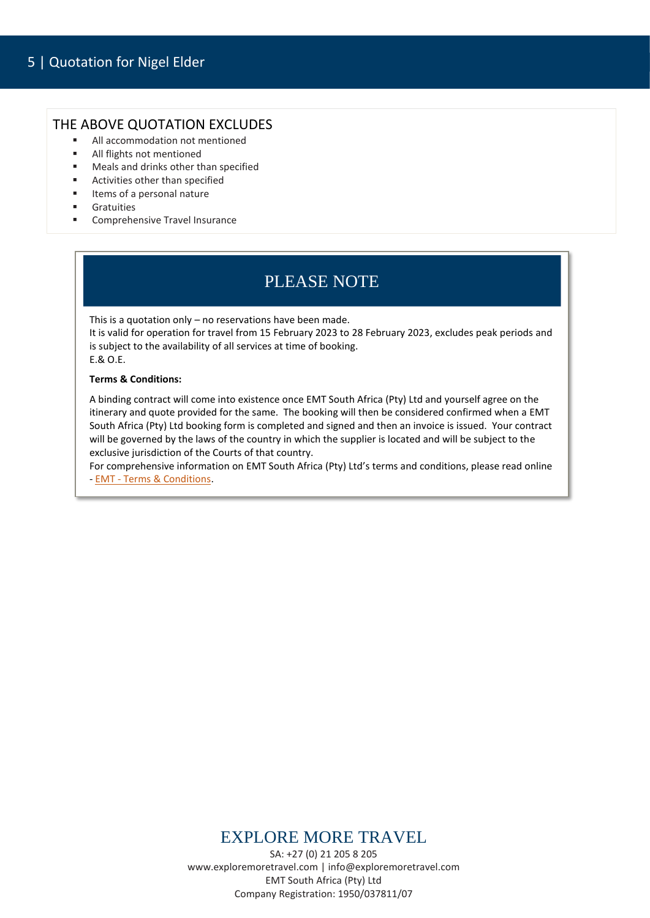## THE ABOVE QUOTATION EXCLUDES

- All accommodation not mentioned
- All flights not mentioned
- Meals and drinks other than specified
- Activities other than specified
- Items of a personal nature
- Gratuities
- Comprehensive Travel Insurance

## PLEASE NOTE

This is a quotation only – no reservations have been made.
It is valid for operation for travel from 15 February 2023 to 28 February 2023, excludes peak periods and is subject to the availability of all services at time of booking.
E.& O.E.

**Terms & Conditions:**

A binding contract will come into existence once EMT South Africa (Pty) Ltd and yourself agree on the itinerary and quote provided for the same. The booking will then be considered confirmed when a EMT South Africa (Pty) Ltd booking form is completed and signed and then an invoice is issued. Your contract will be governed by the laws of the country in which the supplier is located and will be subject to the exclusive jurisdiction of the Courts of that country.
For comprehensive information on EMT South Africa (Pty) Ltd's terms and conditions, please read online - EMT - Terms & Conditions.

EXPLORE MORE TRAVEL
SA: +27 (0) 21 205 8 205
www.exploremoretravel.com | info@exploremoretravel.com
EMT South Africa (Pty) Ltd
Company Registration: 1950/037811/07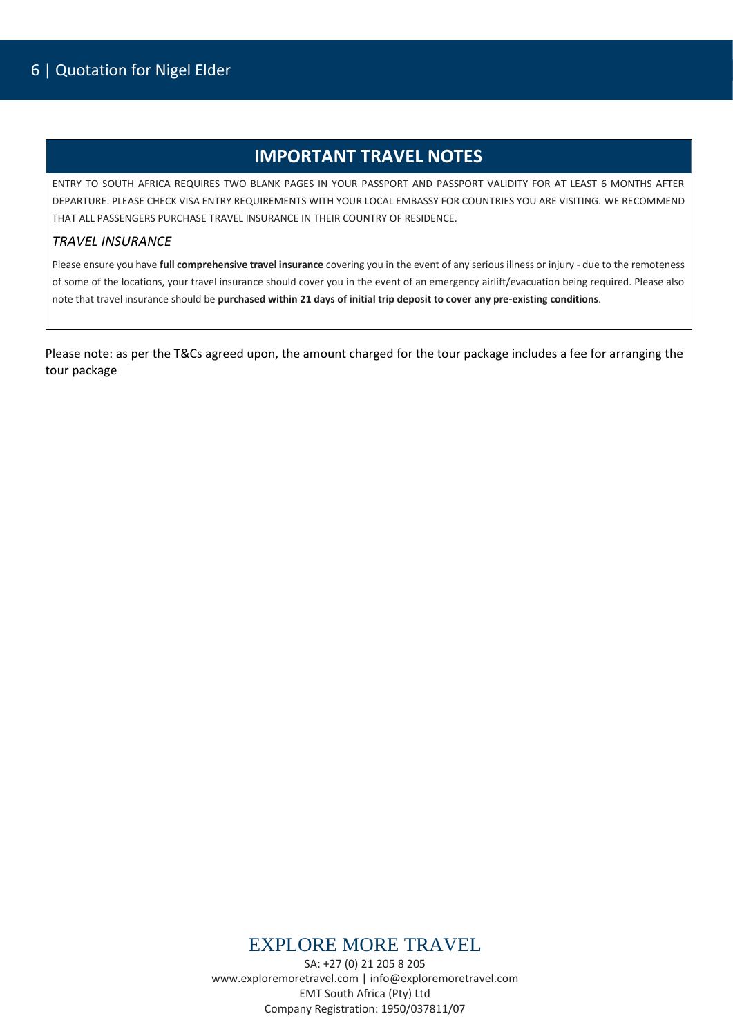## IMPORTANT TRAVEL NOTES

ENTRY TO SOUTH AFRICA REQUIRES TWO BLANK PAGES IN YOUR PASSPORT AND PASSPORT VALIDITY FOR AT LEAST 6 MONTHS AFTER DEPARTURE. PLEASE CHECK VISA ENTRY REQUIREMENTS WITH YOUR LOCAL EMBASSY FOR COUNTRIES YOU ARE VISITING. WE RECOMMEND THAT ALL PASSENGERS PURCHASE TRAVEL INSURANCE IN THEIR COUNTRY OF RESIDENCE.

### *TRAVEL INSURANCE*

Please ensure you have **full comprehensive travel insurance** covering you in the event of any serious illness or injury - due to the remoteness of some of the locations, your travel insurance should cover you in the event of an emergency airlift/evacuation being required. Please also note that travel insurance should be **purchased within 21 days of initial trip deposit to cover any pre-existing conditions**.

Please note: as per the T&Cs agreed upon, the amount charged for the tour package includes a fee for arranging the tour package

EXPLORE MORE TRAVEL

SA: +27 (0) 21 205 8 205

www.exploremoretravel.com | info@exploremoretravel.com

EMT South Africa (Pty) Ltd

Company Registration: 1950/037811/07